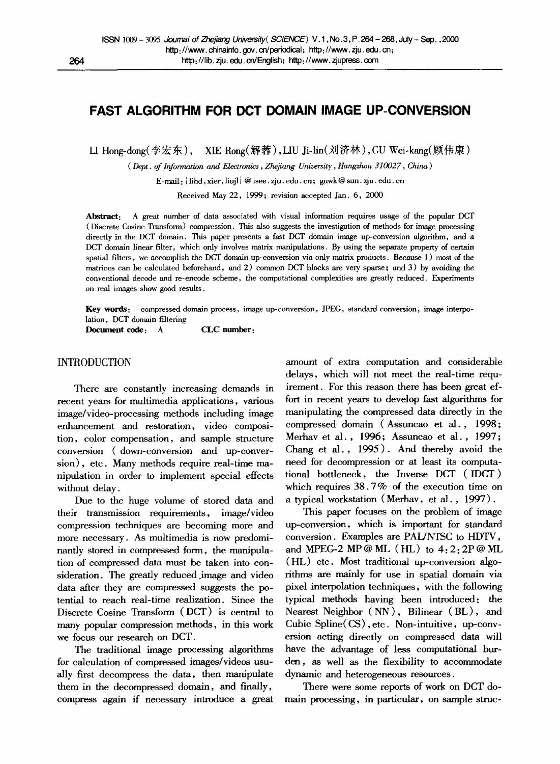# FAST ALGORITHM FOR DCT DOMAIN IMAGE UP-CONVERSION

LI Hong-dong(李宏东), XIE Rong(解蓉), LIU Ji-lin(刘济林), GU Wei-kang(顾伟康)

(*Dept. of Information and Electronics, Zhejiang University, Hangzhou 310027, China*)

E-mail: {lihd, xier, liujl} @isee.zju.edu.cn; guwk@sun.zju.edu.cn

Received May 22, 1999; revision accepted Jan. 6, 2000

**Abstract**: A great number of data associated with visual information requires usage of the popular DCT (Discrete Cosine Transform) compression. This also suggests the investigation of methods for image processing directly in the DCT domain. This paper presents a fast DCT domain image up-conversion algorithm, and a DCT domain linear filter, which only involves matrix manipulations. By using the separate property of certain spatial filters, we accomplish the DCT domain up-conversion via only matrix products. Because 1) most of the matrices can be calculated beforehand, and 2) common DCT blocks are very sparse; and 3) by avoiding the conventional decode and re-encode scheme, the computational complexities are greatly reduced. Experiments on real images show good results.

**Key words**: compressed domain process, image up-conversion, JPEG, standard conversion, image interpolation, DCT domain filtering

**Document code**: A **CLC number**:

## INTRODUCTION

There are constantly increasing demands in recent years for multimedia applications, various image/video-processing methods including image enhancement and restoration, video composition, color compensation, and sample structure conversion (down-conversion and up-conversion), etc. Many methods require real-time manipulation in order to implement special effects without delay.

Due to the huge volume of stored data and their transmission requirements, image/video compression techniques are becoming more and more necessary. As multimedia is now predominantly stored in compressed form, the manipulation of compressed data must be taken into consideration. The greatly reduced image and video data after they are compressed suggests the potential to reach real-time realization. Since the Discrete Cosine Transform (DCT) is central to many popular compression methods, in this work we focus our research on DCT.

The traditional image processing algorithms for calculation of compressed images/videos usually first decompress the data, then manipulate them in the decompressed domain, and finally, compress again if necessary introduce a great amount of extra computation and considerable delays, which will not meet the real-time requirement. For this reason there has been great effort in recent years to develop fast algorithms for manipulating the compressed data directly in the compressed domain (Assuncao et al., 1998; Merhav et al., 1996; Assuncao et al., 1997; Chang et al., 1995). And thereby avoid the need for decompression or at least its computational bottleneck, the Inverse DCT (IDCT) which requires 38.7% of the execution time on a typical workstation (Merhav, et al., 1997).

This paper focuses on the problem of image up-conversion, which is important for standard conversion. Examples are PAL/NTSC to HDTV, and MPEG-2 MP@ML (HL) to 4:2:2P@ML (HL) etc. Most traditional up-conversion algorithms are mainly for use in spatial domain via pixel interpolation techniques, with the following typical methods having been introduced: the Nearest Neighbor (NN), Bilinear (BL), and Cubic Spline(CS), etc. Non-intuitive, up-conversion acting directly on compressed data will have the advantage of less computational burden, as well as the flexibility to accommodate dynamic and heterogeneous resources.

There were some reports of work on DCT domain processing, in particular, on sample struc-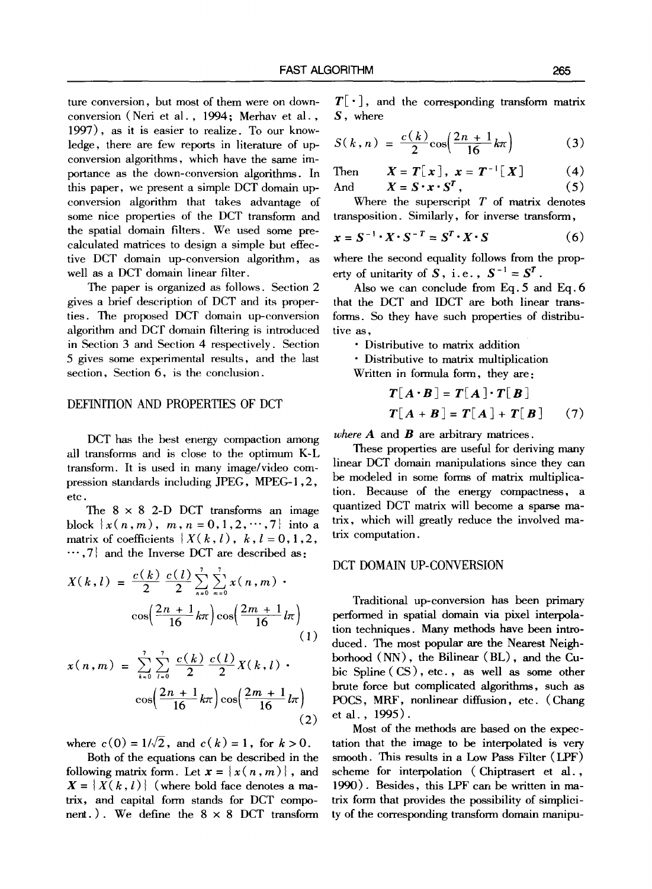ture conversion, but most of them were on down-conversion (Neri et al., 1994; Merhav et al., 1997), as it is easier to realize. To our knowledge, there are few reports in literature of up-conversion algorithms, which have the same importance as the down-conversion algorithms. In this paper, we present a simple DCT domain up-conversion algorithm that takes advantage of some nice properties of the DCT transform and the spatial domain filters. We used some pre-calculated matrices to design a simple but effective DCT domain up-conversion algorithm, as well as a DCT domain linear filter.

The paper is organized as follows. Section 2 gives a brief description of DCT and its properties. The proposed DCT domain up-conversion algorithm and DCT domain filtering is introduced in Section 3 and Section 4 respectively. Section 5 gives some experimental results, and the last section, Section 6, is the conclusion.

## DEFINITION AND PROPERTIES OF DCT

DCT has the best energy compaction among all transforms and is close to the optimum K-L transform. It is used in many image/video compression standards including JPEG, MPEG-1,2, etc.

The 8 × 8 2-D DCT transforms an image block $\{x(n,m),\ m,n = 0,1,2,\cdots,7\}$ into a matrix of coefficients $\{X(k,l),\ k,l = 0,1,2,\cdots,7\}$ and the Inverse DCT are described as:

$$X(k,l) = \frac{c(k)}{2}\frac{c(l)}{2}\sum_{n=0}^{7}\sum_{m=0}^{7}x(n,m)\cdot \cos\left(\frac{2n+1}{16}k\pi\right)\cos\left(\frac{2m+1}{16}l\pi\right) \tag{1}$$

$$x(n,m) = \sum_{k=0}^{7}\sum_{l=0}^{7}\frac{c(k)}{2}\frac{c(l)}{2}X(k,l)\cdot \cos\left(\frac{2n+1}{16}k\pi\right)\cos\left(\frac{2m+1}{16}l\pi\right) \tag{2}$$

where $c(0) = 1/\sqrt{2}$, and $c(k) = 1$, for $k > 0$.

Both of the equations can be described in the following matrix form. Let $\boldsymbol{x} = \{x(n,m)\}$, and $\boldsymbol{X} = \{X(k,l)\}$ (where bold face denotes a matrix, and capital form stands for DCT component.). We define the 8 × 8 DCT transform $\boldsymbol{T}[\cdot]$, and the corresponding transform matrix $\boldsymbol{S}$, where

$$S(k,n) = \frac{c(k)}{2}\cos\left(\frac{2n+1}{16}k\pi\right) \tag{3}$$

Then $\quad \boldsymbol{X} = \boldsymbol{T}[\boldsymbol{x}],\ \boldsymbol{x} = \boldsymbol{T}^{-1}[\boldsymbol{X}] \quad (4)$

And $\quad \boldsymbol{X} = \boldsymbol{S}\cdot\boldsymbol{x}\cdot\boldsymbol{S}^{T}, \quad (5)$

Where the superscript $T$ of matrix denotes transposition. Similarly, for inverse transform,

$$\boldsymbol{x} = \boldsymbol{S}^{-1}\cdot\boldsymbol{X}\cdot\boldsymbol{S}^{-T} = \boldsymbol{S}^{T}\cdot\boldsymbol{X}\cdot\boldsymbol{S} \tag{6}$$

where the second equality follows from the property of unitarity of $\boldsymbol{S}$, i.e., $\boldsymbol{S}^{-1} = \boldsymbol{S}^{T}$.

Also we can conclude from Eq.5 and Eq.6 that the DCT and IDCT are both linear transforms. So they have such properties of distributive as,

- Distributive to matrix addition
- Distributive to matrix multiplication

Written in formula form, they are:

$$\boldsymbol{T}[\boldsymbol{A}\cdot\boldsymbol{B}] = \boldsymbol{T}[\boldsymbol{A}]\cdot\boldsymbol{T}[\boldsymbol{B}]$$
$$\boldsymbol{T}[\boldsymbol{A}+\boldsymbol{B}] = \boldsymbol{T}[\boldsymbol{A}] + \boldsymbol{T}[\boldsymbol{B}] \tag{7}$$

*where* $\boldsymbol{A}$ and $\boldsymbol{B}$ are arbitrary matrices.

These properties are useful for deriving many linear DCT domain manipulations since they can be modeled in some forms of matrix multiplication. Because of the energy compactness, a quantized DCT matrix will become a sparse matrix, which will greatly reduce the involved matrix computation.

## DCT DOMAIN UP-CONVERSION

Traditional up-conversion has been primary performed in spatial domain via pixel interpolation techniques. Many methods have been introduced. The most popular are the Nearest Neighborhood (NN), the Bilinear (BL), and the Cubic Spline (CS), etc., as well as some other brute force but complicated algorithms, such as POCS, MRF, nonlinear diffusion, etc. (Chang et al., 1995).

Most of the methods are based on the expectation that the image to be interpolated is very smooth. This results in a Low Pass Filter (LPF) scheme for interpolation (Chiptrasert et al., 1990). Besides, this LPF can be written in matrix form that provides the possibility of simplicity of the corresponding transform domain manipu-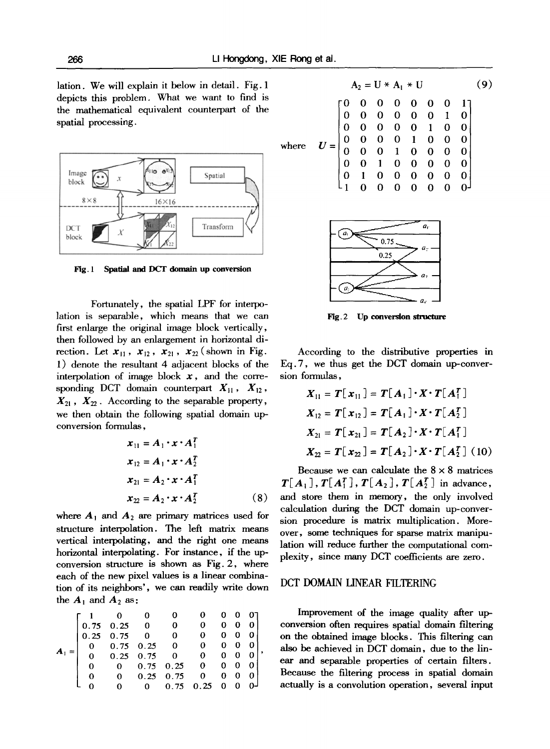lation. We will explain it below in detail. Fig. 1 depicts this problem. What we want to find is the mathematical equivalent counterpart of the spatial processing.

Fig. 1 Spatial and DCT domain up conversion

Fortunately, the spatial LPF for interpolation is separable, which means that we can first enlarge the original image block vertically, then followed by an enlargement in horizontal direction. Let $x_{11}$, $x_{12}$, $x_{21}$, $x_{22}$ (shown in Fig. 1) denote the resultant 4 adjacent blocks of the interpolation of image block $x$, and the corresponding DCT domain counterpart $X_{11}$, $X_{12}$, $X_{21}$, $X_{22}$. According to the separable property, we then obtain the following spatial domain up-conversion formulas,

$$
\begin{aligned}
x_{11} &= A_1 \cdot x \cdot A_1^T \\
x_{12} &= A_1 \cdot x \cdot A_2^T \\
x_{21} &= A_2 \cdot x \cdot A_1^T \\
x_{22} &= A_2 \cdot x \cdot A_2^T
\end{aligned}
\tag{8}
$$

where $A_1$ and $A_2$ are primary matrices used for structure interpolation. The left matrix means vertical interpolating, and the right one means horizontal interpolating. For instance, if the up-conversion structure is shown as Fig. 2, where each of the new pixel values is a linear combination of its neighbors', we can readily write down the $A_1$ and $A_2$ as:

$$
A_1 = \begin{bmatrix}
1 & 0 & 0 & 0 & 0 & 0 & 0 & 0 \\
0.75 & 0.25 & 0 & 0 & 0 & 0 & 0 & 0 \\
0.25 & 0.75 & 0 & 0 & 0 & 0 & 0 & 0 \\
0 & 0.75 & 0.25 & 0 & 0 & 0 & 0 & 0 \\
0 & 0.25 & 0.75 & 0 & 0 & 0 & 0 & 0 \\
0 & 0 & 0.75 & 0.25 & 0 & 0 & 0 & 0 \\
0 & 0 & 0.25 & 0.75 & 0 & 0 & 0 & 0 \\
0 & 0 & 0 & 0.75 & 0.25 & 0 & 0 & 0
\end{bmatrix},
$$

$$
A_2 = U * A_1 * U \tag{9}
$$

where
$$
U = \begin{bmatrix}
0 & 0 & 0 & 0 & 0 & 0 & 0 & 1 \\
0 & 0 & 0 & 0 & 0 & 0 & 1 & 0 \\
0 & 0 & 0 & 0 & 0 & 1 & 0 & 0 \\
0 & 0 & 0 & 0 & 1 & 0 & 0 & 0 \\
0 & 0 & 0 & 1 & 0 & 0 & 0 & 0 \\
0 & 0 & 1 & 0 & 0 & 0 & 0 & 0 \\
0 & 1 & 0 & 0 & 0 & 0 & 0 & 0 \\
1 & 0 & 0 & 0 & 0 & 0 & 0 & 0
\end{bmatrix}
$$

Fig. 2 Up conversion structure

According to the distributive properties in Eq. 7, we thus get the DCT domain up-conversion formulas,

$$
\begin{aligned}
X_{11} &= T[x_{11}] = T[A_1] \cdot X \cdot T[A_1^T] \\
X_{12} &= T[x_{12}] = T[A_1] \cdot X \cdot T[A_2^T] \\
X_{21} &= T[x_{21}] = T[A_2] \cdot X \cdot T[A_1^T] \\
X_{22} &= T[x_{22}] = T[A_2] \cdot X \cdot T[A_2^T]
\end{aligned}
\tag{10}
$$

Because we can calculate the $8 \times 8$ matrices $T[A_1]$, $T[A_1^T]$, $T[A_2]$, $T[A_2^T]$ in advance, and store them in memory, the only involved calculation during the DCT domain up-conversion procedure is matrix multiplication. Moreover, some techniques for sparse matrix manipulation will reduce further the computational complexity, since many DCT coefficients are zero.

## DCT DOMAIN LINEAR FILTERING

Improvement of the image quality after up-conversion often requires spatial domain filtering on the obtained image blocks. This filtering can also be achieved in DCT domain, due to the linear and separable properties of certain filters. Because the filtering process in spatial domain actually is a convolution operation, several input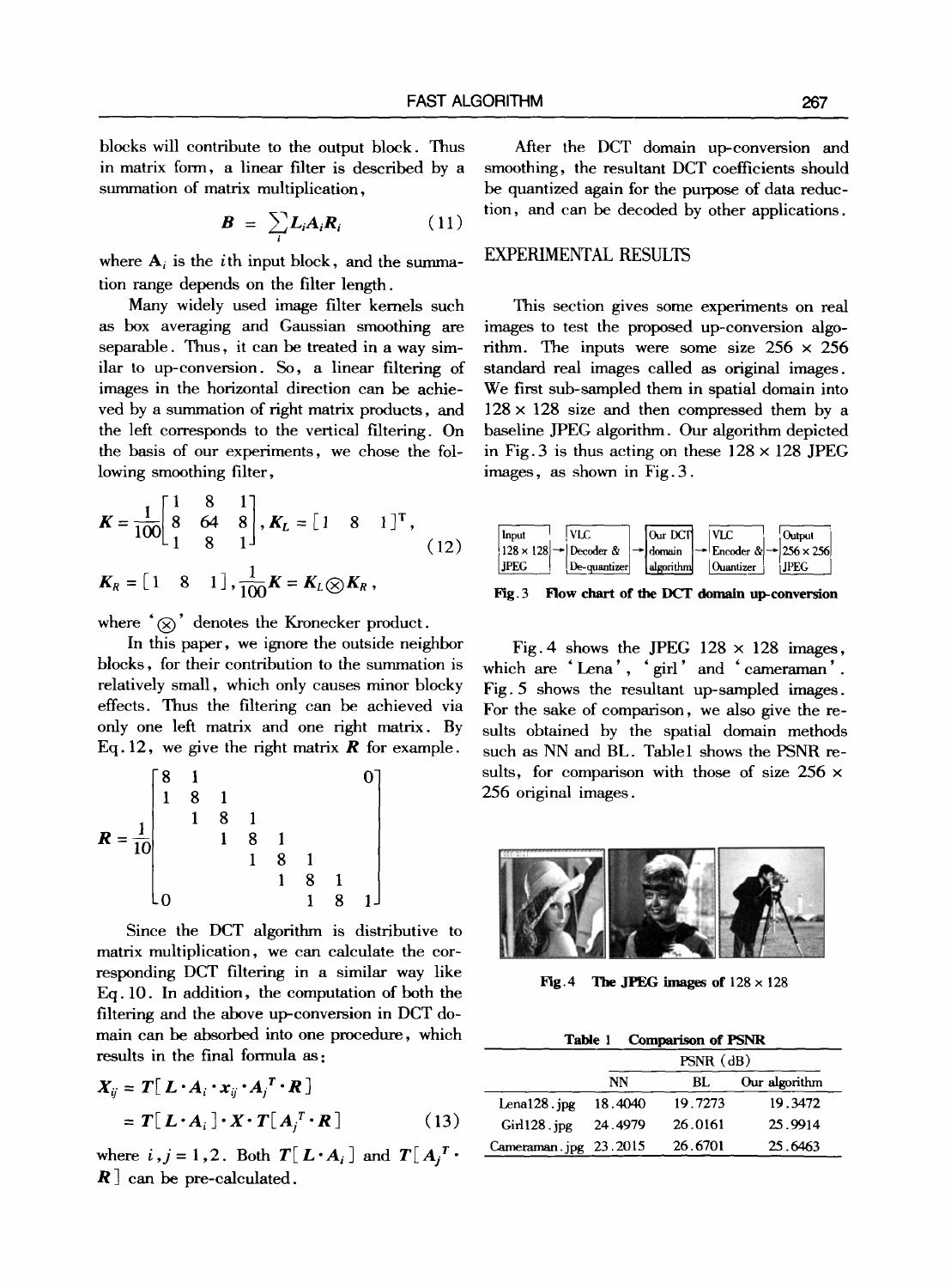blocks will contribute to the output block. Thus in matrix form, a linear filter is described by a summation of matrix multiplication,

$$B = \sum_i L_i A_i R_i \tag{11}$$

where $A_i$ is the $i$th input block, and the summation range depends on the filter length.

Many widely used image filter kernels such as box averaging and Gaussian smoothing are separable. Thus, it can be treated in a way similar to up-conversion. So, a linear filtering of images in the horizontal direction can be achieved by a summation of right matrix products, and the left corresponds to the vertical filtering. On the basis of our experiments, we chose the following smoothing filter,

$$K = \frac{1}{100}\begin{bmatrix} 1 & 8 & 1 \\ 8 & 64 & 8 \\ 1 & 8 & 1 \end{bmatrix}, K_L = [1 \quad 8 \quad 1]^T,$$
$$K_R = [1 \quad 8 \quad 1], \frac{1}{100}K = K_L \otimes K_R, \tag{12}$$

where '$\otimes$' denotes the Kronecker product.

In this paper, we ignore the outside neighbor blocks, for their contribution to the summation is relatively small, which only causes minor blocky effects. Thus the filtering can be achieved via only one left matrix and one right matrix. By Eq.12, we give the right matrix $R$ for example.

$$R = \frac{1}{10}\begin{bmatrix} 8 & 1 & & & & & 0 \\ 1 & 8 & 1 & & & & \\ & 1 & 8 & 1 & & & \\ & & 1 & 8 & 1 & & \\ & & & 1 & 8 & 1 & \\ & & & & 1 & 8 & 1 \\ 0 & & & & & 1 & 8 & 1 \end{bmatrix}$$

Since the DCT algorithm is distributive to matrix multiplication, we can calculate the corresponding DCT filtering in a similar way like Eq.10. In addition, the computation of both the filtering and the above up-conversion in DCT domain can be absorbed into one procedure, which results in the final formula as:

$$\begin{aligned} X_{ij} &= T[L \cdot A_i \cdot x_{ij} \cdot A_j^T \cdot R] \\ &= T[L \cdot A_i] \cdot X \cdot T[A_j^T \cdot R] \end{aligned} \tag{13}$$

where $i, j = 1, 2$. Both $T[L \cdot A_i]$ and $T[A_j^T \cdot R]$ can be pre-calculated.

After the DCT domain up-conversion and smoothing, the resultant DCT coefficients should be quantized again for the purpose of data reduction, and can be decoded by other applications.

## EXPERIMENTAL RESULTS

This section gives some experiments on real images to test the proposed up-conversion algorithm. The inputs were some size 256 × 256 standard real images called as original images. We first sub-sampled them in spatial domain into 128 × 128 size and then compressed them by a baseline JPEG algorithm. Our algorithm depicted in Fig.3 is thus acting on these 128 × 128 JPEG images, as shown in Fig.3.

Input 128 × 128 JPEG → VLC Decoder & De-quantizer → Our DCT domain algorithm → VLC Encoder & Quantizer → Output 256 × 256 JPEG

**Fig.3 Flow chart of the DCT domain up-conversion**

Fig.4 shows the JPEG 128 × 128 images, which are 'Lena', 'girl' and 'cameraman'. Fig.5 shows the resultant up-sampled images. For the sake of comparison, we also give the results obtained by the spatial domain methods such as NN and BL. Table1 shows the PSNR results, for comparison with those of size 256 × 256 original images.

**Fig.4 The JPEG images of 128 × 128**

**Table 1 Comparison of PSNR**

| | PSNR (dB) | | |
|---|---|---|---|
| | NN | BL | Our algorithm |
| Lena128.jpg | 18.4040 | 19.7273 | 19.3472 |
| Girl128.jpg | 24.4979 | 26.0161 | 25.9914 |
| Cameraman.jpg | 23.2015 | 26.6701 | 25.6463 |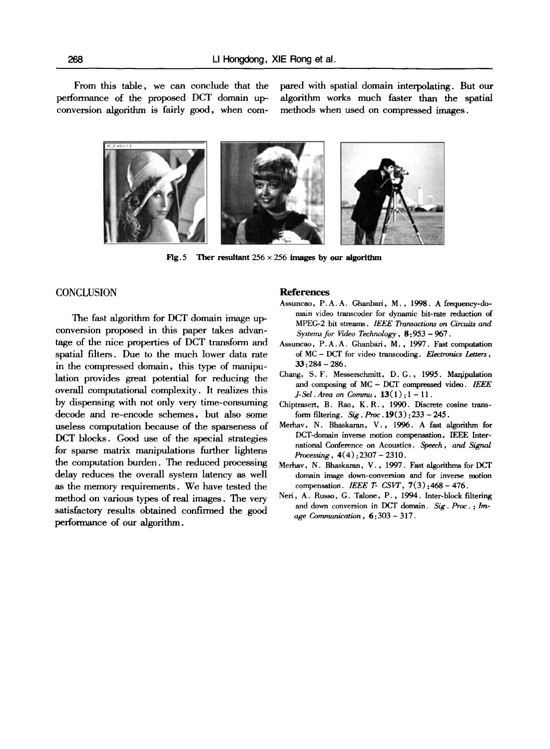From this table, we can conclude that the performance of the proposed DCT domain up-conversion algorithm is fairly good, when compared with spatial domain interpolating. But our algorithm works much faster than the spatial methods when used on compressed images.

**Fig. 5 Ther resultant 256 × 256 images by our algorithm**

## CONCLUSION

The fast algorithm for DCT domain image up-conversion proposed in this paper takes advantage of the nice properties of DCT transform and spatial filters. Due to the much lower data rate in the compressed domain, this type of manipulation provides great potential for reducing the overall computational complexity. It realizes this by dispensing with not only very time-consuming decode and re-encode schemes, but also some useless computation because of the sparseness of DCT blocks. Good use of the special strategies for sparse matrix manipulations further lightens the computation burden. The reduced processing delay reduces the overall system latency as well as the memory requirements. We have tested the method on various types of real images. The very satisfactory results obtained confirmed the good performance of our algorithm.

## References

Assuncao, P. A. A. Ghanbari, M., 1998. A frequency-domain video transcoder for dynamic bit-rate reduction of MPEG-2 bit streams. *IEEE Transactions on Circuits and Systems for Video Technology*, **8**:953 – 967.

Assuncao, P. A. A. Ghanbari, M., 1997. Fast computation of MC – DCT for video transcoding. *Electronics Letters*, **33**:284 – 286.

Chang, S. F. Messerschmitt, D. G., 1995. Manipulation and composing of MC – DCT compressed video. *IEEE J-Sel. Area on Commu*, **13**(1):1 – 11.

Chiptrasert, B. Rao, K. R., 1990. Discrete cosine transform filtering. *Sig. Proc*. **19**(3):233 – 245.

Merhav, N. Bhaskaran, V., 1996. A fast algorithm for DCT-domain inverse motion compensation, IEEE International Conference on Acoustics. *Speech, and Signal Processing*, **4**(4):2307 – 2310.

Merhav, N. Bhaskaran, V., 1997. Fast algorithms for DCT domain image down-conversion and for inverse motion compensation. *IEEE T- CSVT*, **7**(3):468 – 476.

Neri, A. Russo, G. Talone, P., 1994. Inter-block filtering and down conversion in DCT domain. *Sig. Proc.: Image Communication*, **6**:303 – 317.